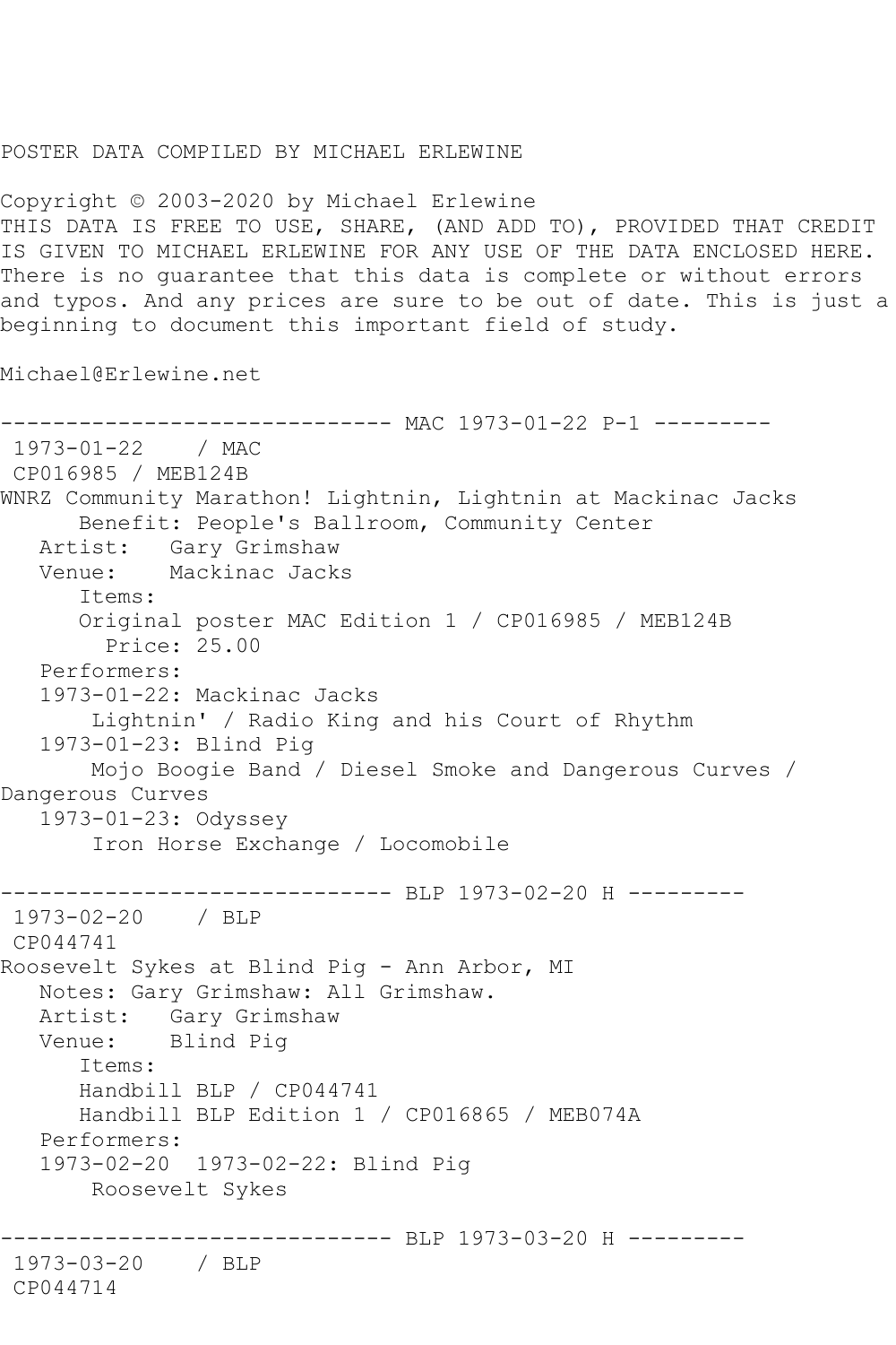POSTER DATA COMPILED BY MICHAEL ERLEWINE

Copyright © 2003-2020 by Michael Erlewine
THIS DATA IS FREE TO USE, SHARE, (AND ADD TO), PROVIDED THAT CREDIT IS GIVEN TO MICHAEL ERLEWINE FOR ANY USE OF THE DATA ENCLOSED HERE. There is no guarantee that this data is complete or without errors and typos. And any prices are sure to be out of date. This is just a beginning to document this important field of study.

Michael@Erlewine.net

```
------------------------------ MAC 1973-01-22 P-1 ---------
 1973-01-22    / MAC
 CP016985 / MEB124B
WNRZ Community Marathon! Lightnin, Lightnin at Mackinac Jacks
      Benefit: People's Ballroom, Community Center
   Artist:   Gary Grimshaw
   Venue:    Mackinac Jacks
      Items:
      Original poster MAC Edition 1 / CP016985 / MEB124B
        Price: 25.00
   Performers:
   1973-01-22: Mackinac Jacks
       Lightnin' / Radio King and his Court of Rhythm
   1973-01-23: Blind Pig
       Mojo Boogie Band / Diesel Smoke and Dangerous Curves / 
Dangerous Curves
   1973-01-23: Odyssey
       Iron Horse Exchange / Locomobile

------------------------------ BLP 1973-02-20 H ---------
 1973-02-20    / BLP
 CP044741
Roosevelt Sykes at Blind Pig - Ann Arbor, MI
   Notes: Gary Grimshaw: All Grimshaw.
   Artist:   Gary Grimshaw
   Venue:    Blind Pig
      Items:
      Handbill BLP / CP044741
      Handbill BLP Edition 1 / CP016865 / MEB074A
   Performers:
   1973-02-20  1973-02-22: Blind Pig
       Roosevelt Sykes

------------------------------ BLP 1973-03-20 H ---------
 1973-03-20    / BLP
 CP044714
```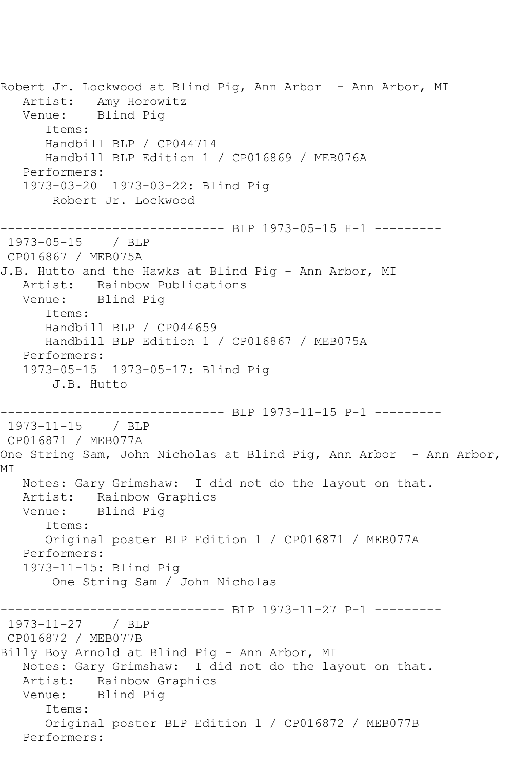```
Robert Jr. Lockwood at Blind Pig, Ann Arbor  - Ann Arbor, MI
   Artist:   Amy Horowitz
   Venue:    Blind Pig
      Items:
      Handbill BLP / CP044714
      Handbill BLP Edition 1 / CP016869 / MEB076A
   Performers:
   1973-03-20  1973-03-22: Blind Pig
       Robert Jr. Lockwood

------------------------------ BLP 1973-05-15 H-1 ---------
 1973-05-15    / BLP
 CP016867 / MEB075A
J.B. Hutto and the Hawks at Blind Pig - Ann Arbor, MI
   Artist:   Rainbow Publications
   Venue:    Blind Pig
      Items:
      Handbill BLP / CP044659
      Handbill BLP Edition 1 / CP016867 / MEB075A
   Performers:
   1973-05-15  1973-05-17: Blind Pig
       J.B. Hutto

------------------------------ BLP 1973-11-15 P-1 ---------
 1973-11-15    / BLP
 CP016871 / MEB077A
One String Sam, John Nicholas at Blind Pig, Ann Arbor  - Ann Arbor, MI
   Notes: Gary Grimshaw:  I did not do the layout on that.
   Artist:   Rainbow Graphics
   Venue:    Blind Pig
      Items:
      Original poster BLP Edition 1 / CP016871 / MEB077A
   Performers:
   1973-11-15: Blind Pig
       One String Sam / John Nicholas

------------------------------ BLP 1973-11-27 P-1 ---------
 1973-11-27    / BLP
 CP016872 / MEB077B
Billy Boy Arnold at Blind Pig - Ann Arbor, MI
   Notes: Gary Grimshaw:  I did not do the layout on that.
   Artist:   Rainbow Graphics
   Venue:    Blind Pig
      Items:
      Original poster BLP Edition 1 / CP016872 / MEB077B
   Performers:
```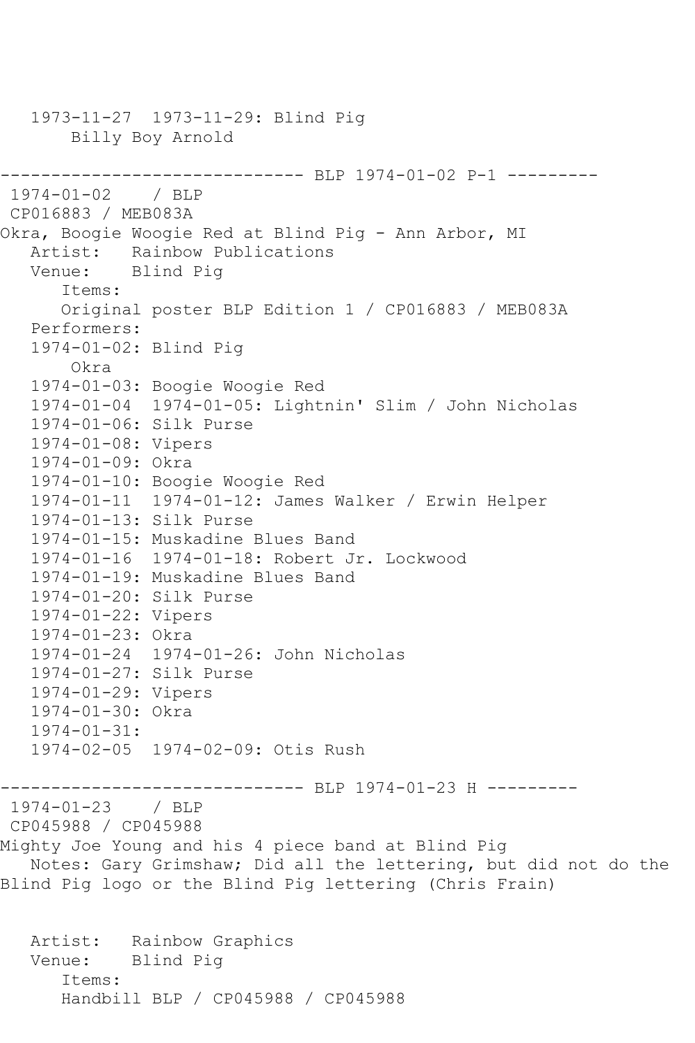```
   1973-11-27  1973-11-29: Blind Pig
       Billy Boy Arnold

------------------------------ BLP 1974-01-02 P-1 ---------
 1974-01-02    / BLP
 CP016883 / MEB083A
Okra, Boogie Woogie Red at Blind Pig - Ann Arbor, MI
   Artist:   Rainbow Publications
   Venue:    Blind Pig
      Items:
      Original poster BLP Edition 1 / CP016883 / MEB083A
   Performers:
   1974-01-02: Blind Pig
       Okra
   1974-01-03: Boogie Woogie Red
   1974-01-04  1974-01-05: Lightnin' Slim / John Nicholas
   1974-01-06: Silk Purse
   1974-01-08: Vipers
   1974-01-09: Okra
   1974-01-10: Boogie Woogie Red
   1974-01-11  1974-01-12: James Walker / Erwin Helper
   1974-01-13: Silk Purse
   1974-01-15: Muskadine Blues Band
   1974-01-16  1974-01-18: Robert Jr. Lockwood
   1974-01-19: Muskadine Blues Band
   1974-01-20: Silk Purse
   1974-01-22: Vipers
   1974-01-23: Okra
   1974-01-24  1974-01-26: John Nicholas
   1974-01-27: Silk Purse
   1974-01-29: Vipers
   1974-01-30: Okra
   1974-01-31:
   1974-02-05  1974-02-09: Otis Rush

------------------------------ BLP 1974-01-23 H ---------
 1974-01-23    / BLP
 CP045988 / CP045988
Mighty Joe Young and his 4 piece band at Blind Pig
   Notes: Gary Grimshaw; Did all the lettering, but did not do the
Blind Pig logo or the Blind Pig lettering (Chris Frain)


   Artist:   Rainbow Graphics
   Venue:    Blind Pig
      Items:
      Handbill BLP / CP045988 / CP045988
```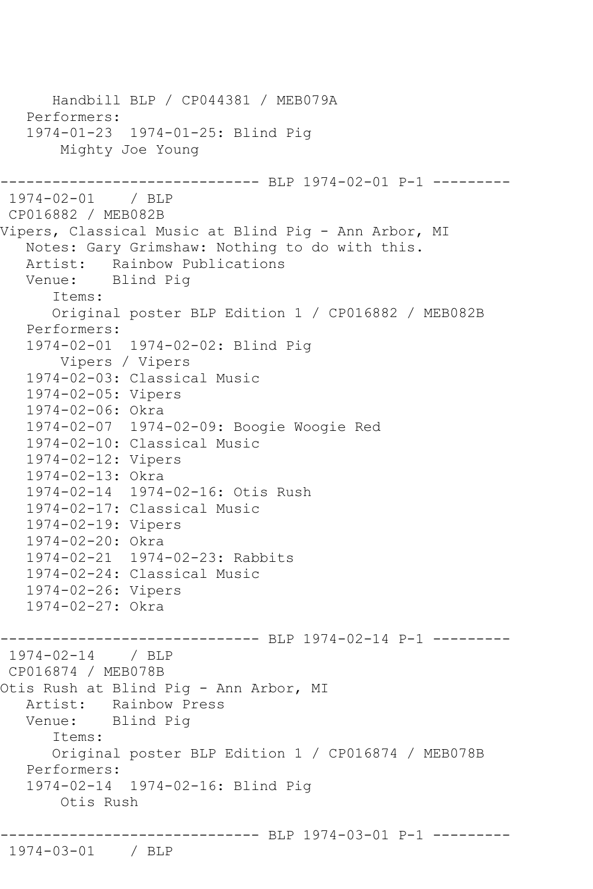```
      Handbill BLP / CP044381 / MEB079A
   Performers:
   1974-01-23  1974-01-25: Blind Pig
       Mighty Joe Young

------------------------------ BLP 1974-02-01 P-1 ---------
 1974-02-01    / BLP
 CP016882 / MEB082B
Vipers, Classical Music at Blind Pig - Ann Arbor, MI
   Notes: Gary Grimshaw: Nothing to do with this.
   Artist:   Rainbow Publications
   Venue:    Blind Pig
      Items:
      Original poster BLP Edition 1 / CP016882 / MEB082B
   Performers:
   1974-02-01  1974-02-02: Blind Pig
       Vipers / Vipers
   1974-02-03: Classical Music
   1974-02-05: Vipers
   1974-02-06: Okra
   1974-02-07  1974-02-09: Boogie Woogie Red
   1974-02-10: Classical Music
   1974-02-12: Vipers
   1974-02-13: Okra
   1974-02-14  1974-02-16: Otis Rush
   1974-02-17: Classical Music
   1974-02-19: Vipers
   1974-02-20: Okra
   1974-02-21  1974-02-23: Rabbits
   1974-02-24: Classical Music
   1974-02-26: Vipers
   1974-02-27: Okra

------------------------------ BLP 1974-02-14 P-1 ---------
 1974-02-14    / BLP
 CP016874 / MEB078B
Otis Rush at Blind Pig - Ann Arbor, MI
   Artist:   Rainbow Press
   Venue:    Blind Pig
      Items:
      Original poster BLP Edition 1 / CP016874 / MEB078B
   Performers:
   1974-02-14  1974-02-16: Blind Pig
       Otis Rush

------------------------------ BLP 1974-03-01 P-1 ---------
 1974-03-01    / BLP
```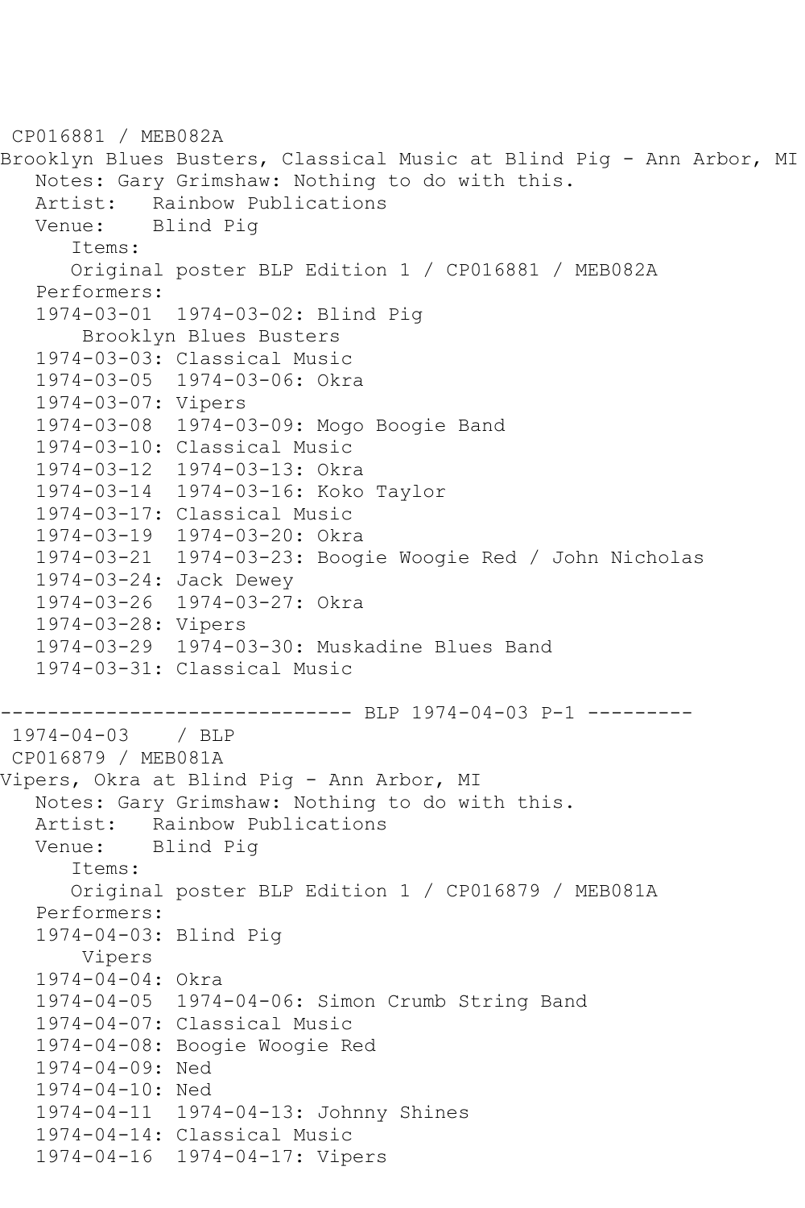CP016881 / MEB082A
Brooklyn Blues Busters, Classical Music at Blind Pig - Ann Arbor, MI
   Notes: Gary Grimshaw: Nothing to do with this.
   Artist:   Rainbow Publications
   Venue:    Blind Pig
      Items:
      Original poster BLP Edition 1 / CP016881 / MEB082A
   Performers:
   1974-03-01  1974-03-02: Blind Pig
       Brooklyn Blues Busters
   1974-03-03: Classical Music
   1974-03-05  1974-03-06: Okra
   1974-03-07: Vipers
   1974-03-08  1974-03-09: Mogo Boogie Band
   1974-03-10: Classical Music
   1974-03-12  1974-03-13: Okra
   1974-03-14  1974-03-16: Koko Taylor
   1974-03-17: Classical Music
   1974-03-19  1974-03-20: Okra
   1974-03-21  1974-03-23: Boogie Woogie Red / John Nicholas
   1974-03-24: Jack Dewey
   1974-03-26  1974-03-27: Okra
   1974-03-28: Vipers
   1974-03-29  1974-03-30: Muskadine Blues Band
   1974-03-31: Classical Music

------------------------------ BLP 1974-04-03 P-1 ---------
 1974-04-03    / BLP
 CP016879 / MEB081A
Vipers, Okra at Blind Pig - Ann Arbor, MI
   Notes: Gary Grimshaw: Nothing to do with this.
   Artist:   Rainbow Publications
   Venue:    Blind Pig
      Items:
      Original poster BLP Edition 1 / CP016879 / MEB081A
   Performers:
   1974-04-03: Blind Pig
       Vipers
   1974-04-04: Okra
   1974-04-05  1974-04-06: Simon Crumb String Band
   1974-04-07: Classical Music
   1974-04-08: Boogie Woogie Red
   1974-04-09: Ned
   1974-04-10: Ned
   1974-04-11  1974-04-13: Johnny Shines
   1974-04-14: Classical Music
   1974-04-16  1974-04-17: Vipers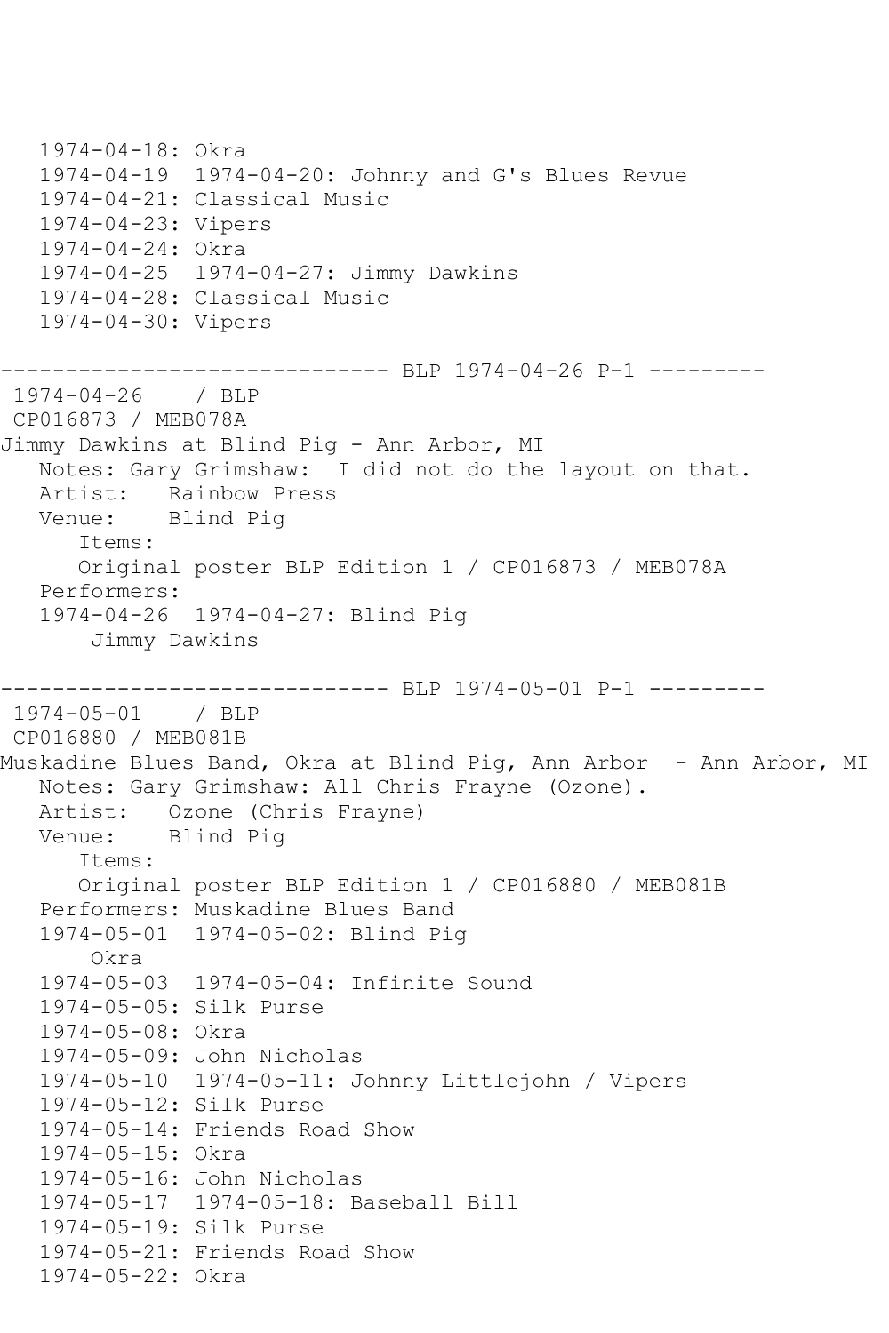```
   1974-04-18: Okra
   1974-04-19  1974-04-20: Johnny and G's Blues Revue
   1974-04-21: Classical Music
   1974-04-23: Vipers
   1974-04-24: Okra
   1974-04-25  1974-04-27: Jimmy Dawkins
   1974-04-28: Classical Music
   1974-04-30: Vipers

------------------------------ BLP 1974-04-26 P-1 ---------
 1974-04-26    / BLP
 CP016873 / MEB078A
Jimmy Dawkins at Blind Pig - Ann Arbor, MI
   Notes: Gary Grimshaw:  I did not do the layout on that.
   Artist:   Rainbow Press
   Venue:    Blind Pig
      Items:
      Original poster BLP Edition 1 / CP016873 / MEB078A
   Performers:
   1974-04-26  1974-04-27: Blind Pig
       Jimmy Dawkins

------------------------------ BLP 1974-05-01 P-1 ---------
 1974-05-01    / BLP
 CP016880 / MEB081B
Muskadine Blues Band, Okra at Blind Pig, Ann Arbor  - Ann Arbor, MI
   Notes: Gary Grimshaw: All Chris Frayne (Ozone).
   Artist:   Ozone (Chris Frayne)
   Venue:    Blind Pig
      Items:
      Original poster BLP Edition 1 / CP016880 / MEB081B
   Performers: Muskadine Blues Band
   1974-05-01  1974-05-02: Blind Pig
       Okra
   1974-05-03  1974-05-04: Infinite Sound
   1974-05-05: Silk Purse
   1974-05-08: Okra
   1974-05-09: John Nicholas
   1974-05-10  1974-05-11: Johnny Littlejohn / Vipers
   1974-05-12: Silk Purse
   1974-05-14: Friends Road Show
   1974-05-15: Okra
   1974-05-16: John Nicholas
   1974-05-17  1974-05-18: Baseball Bill
   1974-05-19: Silk Purse
   1974-05-21: Friends Road Show
   1974-05-22: Okra
```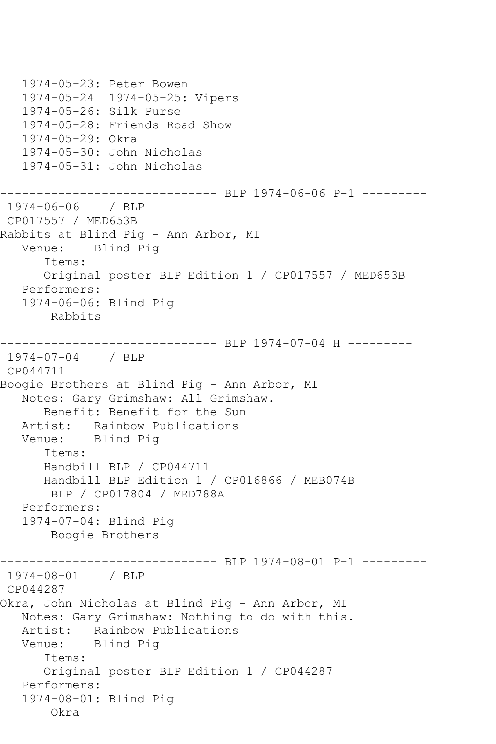```
   1974-05-23: Peter Bowen
   1974-05-24  1974-05-25: Vipers
   1974-05-26: Silk Purse
   1974-05-28: Friends Road Show
   1974-05-29: Okra
   1974-05-30: John Nicholas
   1974-05-31: John Nicholas

------------------------------ BLP 1974-06-06 P-1 ---------
 1974-06-06    / BLP
 CP017557 / MED653B
Rabbits at Blind Pig - Ann Arbor, MI
   Venue:    Blind Pig
      Items:
      Original poster BLP Edition 1 / CP017557 / MED653B
   Performers:
   1974-06-06: Blind Pig
       Rabbits

------------------------------ BLP 1974-07-04 H ---------
 1974-07-04    / BLP
 CP044711
Boogie Brothers at Blind Pig - Ann Arbor, MI
   Notes: Gary Grimshaw: All Grimshaw.
      Benefit: Benefit for the Sun
   Artist:   Rainbow Publications
   Venue:    Blind Pig
      Items:
      Handbill BLP / CP044711
      Handbill BLP Edition 1 / CP016866 / MEB074B
       BLP / CP017804 / MED788A
   Performers:
   1974-07-04: Blind Pig
       Boogie Brothers

------------------------------ BLP 1974-08-01 P-1 ---------
 1974-08-01    / BLP
 CP044287
Okra, John Nicholas at Blind Pig - Ann Arbor, MI
   Notes: Gary Grimshaw: Nothing to do with this.
   Artist:   Rainbow Publications
   Venue:    Blind Pig
      Items:
      Original poster BLP Edition 1 / CP044287
   Performers:
   1974-08-01: Blind Pig
       Okra
```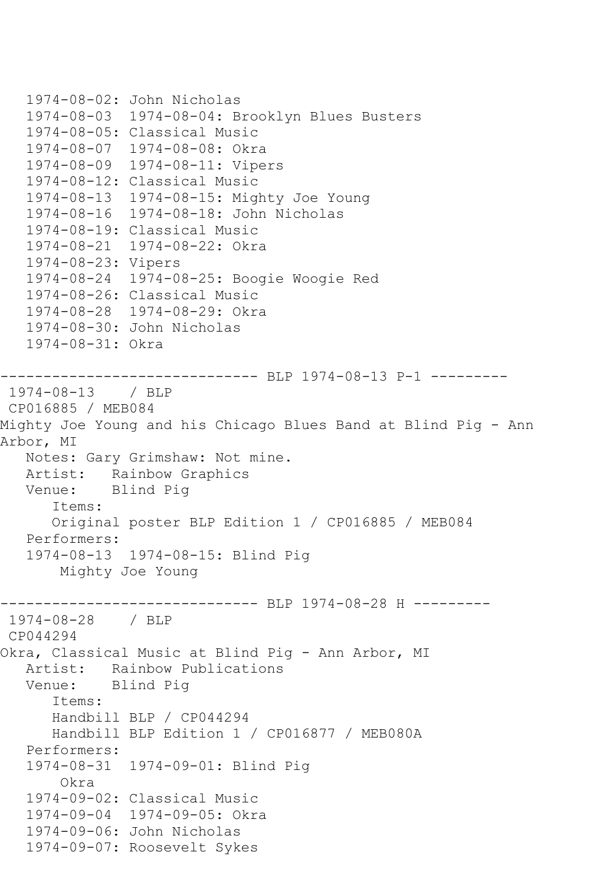```
   1974-08-02: John Nicholas
   1974-08-03  1974-08-04: Brooklyn Blues Busters
   1974-08-05: Classical Music
   1974-08-07  1974-08-08: Okra
   1974-08-09  1974-08-11: Vipers
   1974-08-12: Classical Music
   1974-08-13  1974-08-15: Mighty Joe Young
   1974-08-16  1974-08-18: John Nicholas
   1974-08-19: Classical Music
   1974-08-21  1974-08-22: Okra
   1974-08-23: Vipers
   1974-08-24  1974-08-25: Boogie Woogie Red
   1974-08-26: Classical Music
   1974-08-28  1974-08-29: Okra
   1974-08-30: John Nicholas
   1974-08-31: Okra

------------------------------ BLP 1974-08-13 P-1 ---------
 1974-08-13    / BLP
 CP016885 / MEB084
Mighty Joe Young and his Chicago Blues Band at Blind Pig - Ann
Arbor, MI
   Notes: Gary Grimshaw: Not mine.
   Artist:   Rainbow Graphics
   Venue:    Blind Pig
      Items:
      Original poster BLP Edition 1 / CP016885 / MEB084
   Performers:
   1974-08-13  1974-08-15: Blind Pig
       Mighty Joe Young

------------------------------ BLP 1974-08-28 H ---------
 1974-08-28    / BLP
 CP044294
Okra, Classical Music at Blind Pig - Ann Arbor, MI
   Artist:   Rainbow Publications
   Venue:    Blind Pig
      Items:
      Handbill BLP / CP044294
      Handbill BLP Edition 1 / CP016877 / MEB080A
   Performers:
   1974-08-31  1974-09-01: Blind Pig
       Okra
   1974-09-02: Classical Music
   1974-09-04  1974-09-05: Okra
   1974-09-06: John Nicholas
   1974-09-07: Roosevelt Sykes
```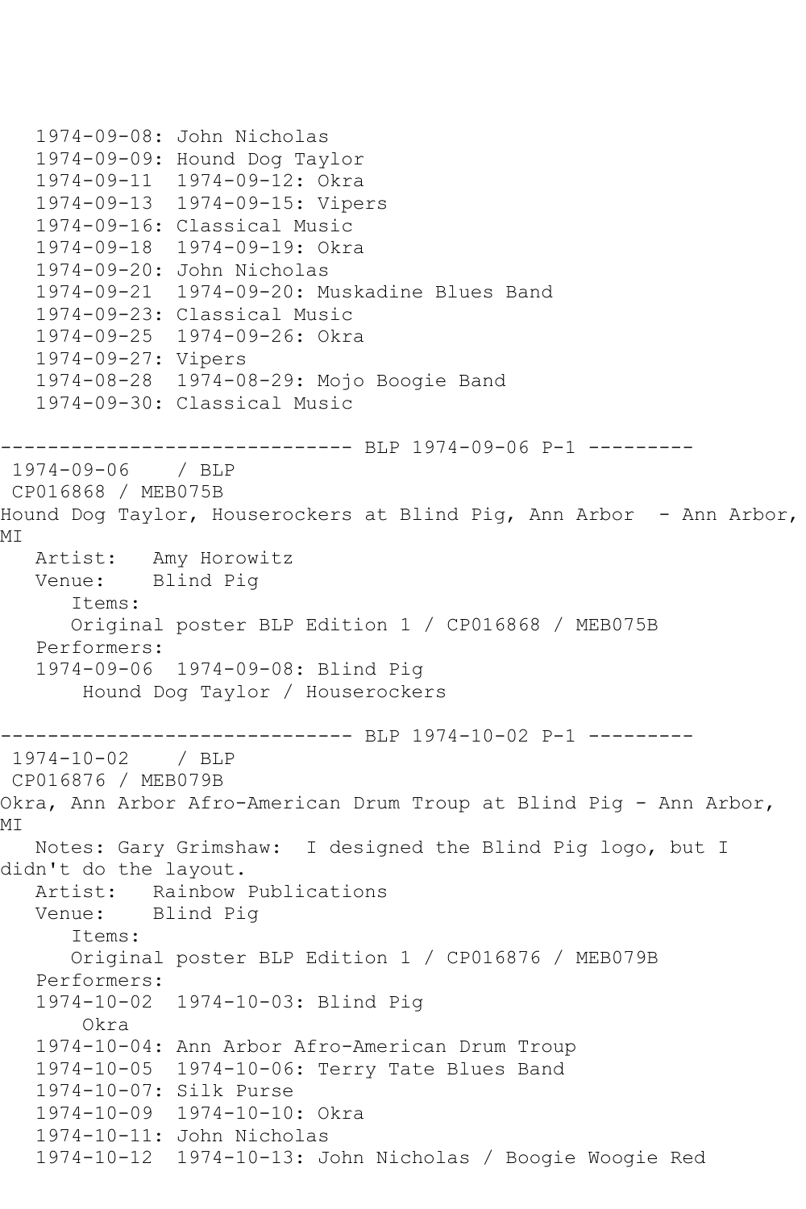```
   1974-09-08: John Nicholas
   1974-09-09: Hound Dog Taylor
   1974-09-11  1974-09-12: Okra
   1974-09-13  1974-09-15: Vipers
   1974-09-16: Classical Music
   1974-09-18  1974-09-19: Okra
   1974-09-20: John Nicholas
   1974-09-21  1974-09-20: Muskadine Blues Band
   1974-09-23: Classical Music
   1974-09-25  1974-09-26: Okra
   1974-09-27: Vipers
   1974-08-28  1974-08-29: Mojo Boogie Band
   1974-09-30: Classical Music

------------------------------ BLP 1974-09-06 P-1 ---------
 1974-09-06    / BLP
 CP016868 / MEB075B
Hound Dog Taylor, Houserockers at Blind Pig, Ann Arbor  - Ann Arbor, MI
   Artist:   Amy Horowitz
   Venue:    Blind Pig
      Items:
      Original poster BLP Edition 1 / CP016868 / MEB075B
   Performers:
   1974-09-06  1974-09-08: Blind Pig
       Hound Dog Taylor / Houserockers

------------------------------ BLP 1974-10-02 P-1 ---------
 1974-10-02    / BLP
 CP016876 / MEB079B
Okra, Ann Arbor Afro-American Drum Troup at Blind Pig - Ann Arbor, MI
   Notes: Gary Grimshaw:  I designed the Blind Pig logo, but I didn't do the layout.
   Artist:   Rainbow Publications
   Venue:    Blind Pig
      Items:
      Original poster BLP Edition 1 / CP016876 / MEB079B
   Performers:
   1974-10-02  1974-10-03: Blind Pig
       Okra
   1974-10-04: Ann Arbor Afro-American Drum Troup
   1974-10-05  1974-10-06: Terry Tate Blues Band
   1974-10-07: Silk Purse
   1974-10-09  1974-10-10: Okra
   1974-10-11: John Nicholas
   1974-10-12  1974-10-13: John Nicholas / Boogie Woogie Red
```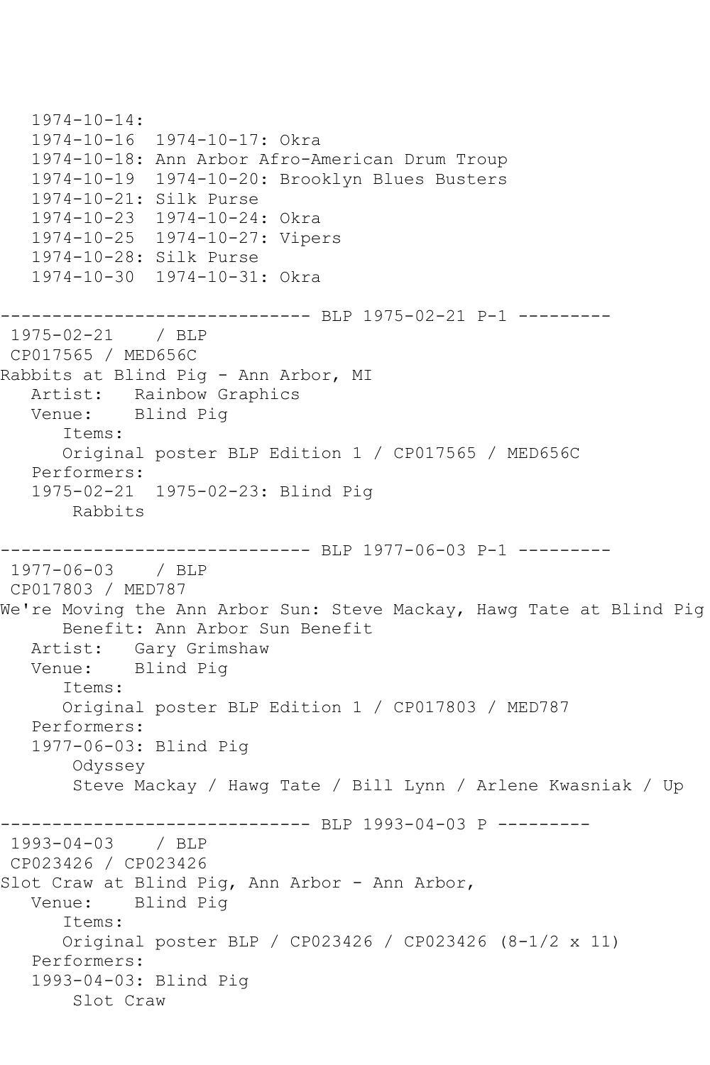```
   1974-10-14:
   1974-10-16  1974-10-17: Okra
   1974-10-18: Ann Arbor Afro-American Drum Troup
   1974-10-19  1974-10-20: Brooklyn Blues Busters
   1974-10-21: Silk Purse
   1974-10-23  1974-10-24: Okra
   1974-10-25  1974-10-27: Vipers
   1974-10-28: Silk Purse
   1974-10-30  1974-10-31: Okra

------------------------------ BLP 1975-02-21 P-1 ---------
 1975-02-21    / BLP
 CP017565 / MED656C
Rabbits at Blind Pig - Ann Arbor, MI
   Artist:   Rainbow Graphics
   Venue:    Blind Pig
      Items:
      Original poster BLP Edition 1 / CP017565 / MED656C
   Performers:
   1975-02-21  1975-02-23: Blind Pig
       Rabbits

------------------------------ BLP 1977-06-03 P-1 ---------
 1977-06-03    / BLP
 CP017803 / MED787
We're Moving the Ann Arbor Sun: Steve Mackay, Hawg Tate at Blind Pig
      Benefit: Ann Arbor Sun Benefit
   Artist:   Gary Grimshaw
   Venue:    Blind Pig
      Items:
      Original poster BLP Edition 1 / CP017803 / MED787
   Performers:
   1977-06-03: Blind Pig
       Odyssey
       Steve Mackay / Hawg Tate / Bill Lynn / Arlene Kwasniak / Up

------------------------------ BLP 1993-04-03 P ---------
 1993-04-03    / BLP
 CP023426 / CP023426
Slot Craw at Blind Pig, Ann Arbor - Ann Arbor,
   Venue:    Blind Pig
      Items:
      Original poster BLP / CP023426 / CP023426 (8-1/2 x 11)
   Performers:
   1993-04-03: Blind Pig
       Slot Craw
```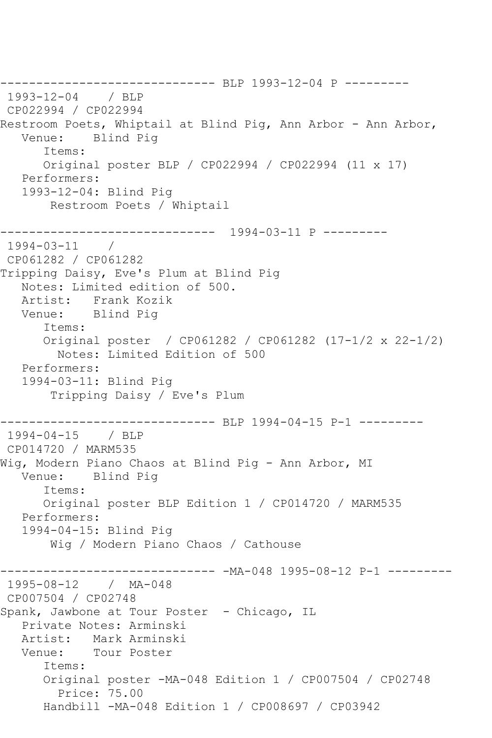------------------------------ BLP 1993-12-04 P ---------
1993-12-04 / BLP
CP022994 / CP022994
Restroom Poets, Whiptail at Blind Pig, Ann Arbor - Ann Arbor,
Venue: Blind Pig
Items:
Original poster BLP / CP022994 / CP022994 (11 x 17)
Performers:
1993-12-04: Blind Pig
Restroom Poets / Whiptail

------------------------------ 1994-03-11 P ---------
1994-03-11 /
CP061282 / CP061282
Tripping Daisy, Eve's Plum at Blind Pig
Notes: Limited edition of 500.
Artist: Frank Kozik
Venue: Blind Pig
Items:
Original poster / CP061282 / CP061282 (17-1/2 x 22-1/2)
Notes: Limited Edition of 500
Performers:
1994-03-11: Blind Pig
Tripping Daisy / Eve's Plum

------------------------------ BLP 1994-04-15 P-1 ---------
1994-04-15 / BLP
CP014720 / MARM535
Wig, Modern Piano Chaos at Blind Pig - Ann Arbor, MI
Venue: Blind Pig
Items:
Original poster BLP Edition 1 / CP014720 / MARM535
Performers:
1994-04-15: Blind Pig
Wig / Modern Piano Chaos / Cathouse

------------------------------ -MA-048 1995-08-12 P-1 ---------
1995-08-12 / MA-048
CP007504 / CP02748
Spank, Jawbone at Tour Poster - Chicago, IL
Private Notes: Arminski
Artist: Mark Arminski
Venue: Tour Poster
Items:
Original poster -MA-048 Edition 1 / CP007504 / CP02748
Price: 75.00
Handbill -MA-048 Edition 1 / CP008697 / CP03942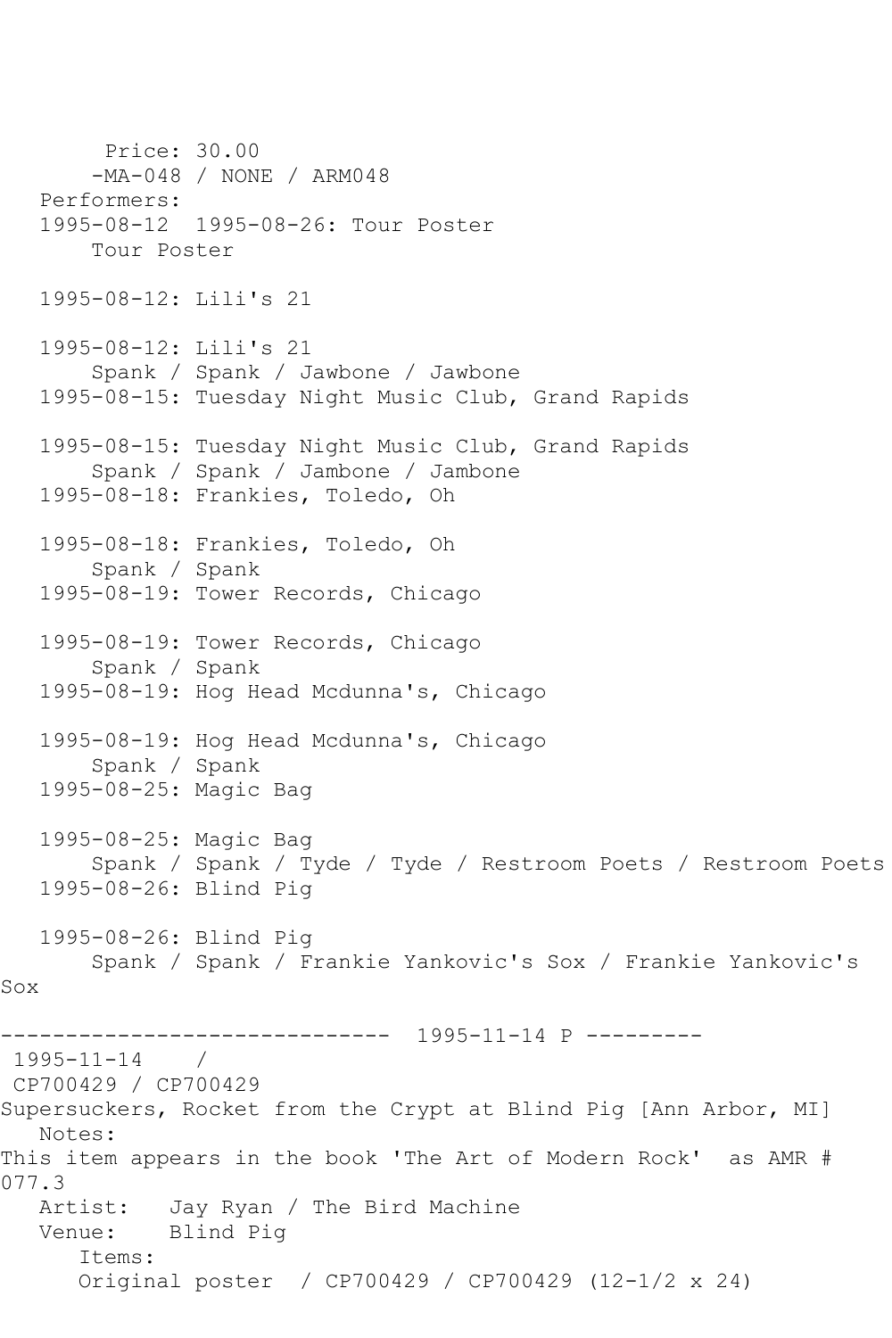Price: 30.00
-MA-048 / NONE / ARM048

Performers:

1995-08-12 1995-08-26: Tour Poster
Tour Poster

1995-08-12: Lili's 21

1995-08-12: Lili's 21
Spank / Spank / Jawbone / Jawbone

1995-08-15: Tuesday Night Music Club, Grand Rapids

1995-08-15: Tuesday Night Music Club, Grand Rapids
Spank / Spank / Jambone / Jambone

1995-08-18: Frankies, Toledo, Oh

1995-08-18: Frankies, Toledo, Oh
Spank / Spank

1995-08-19: Tower Records, Chicago

1995-08-19: Tower Records, Chicago
Spank / Spank

1995-08-19: Hog Head Mcdunna's, Chicago

1995-08-19: Hog Head Mcdunna's, Chicago
Spank / Spank

1995-08-25: Magic Bag

1995-08-25: Magic Bag
Spank / Spank / Tyde / Tyde / Restroom Poets / Restroom Poets

1995-08-26: Blind Pig

1995-08-26: Blind Pig
Spank / Spank / Frankie Yankovic's Sox / Frankie Yankovic's Sox

------------------------------ 1995-11-14 P ---------

1995-11-14 /
CP700429 / CP700429
Supersuckers, Rocket from the Crypt at Blind Pig [Ann Arbor, MI]

Notes:
This item appears in the book 'The Art of Modern Rock' as AMR # 077.3

Artist: Jay Ryan / The Bird Machine
Venue: Blind Pig

Items:
Original poster / CP700429 / CP700429 (12-1/2 x 24)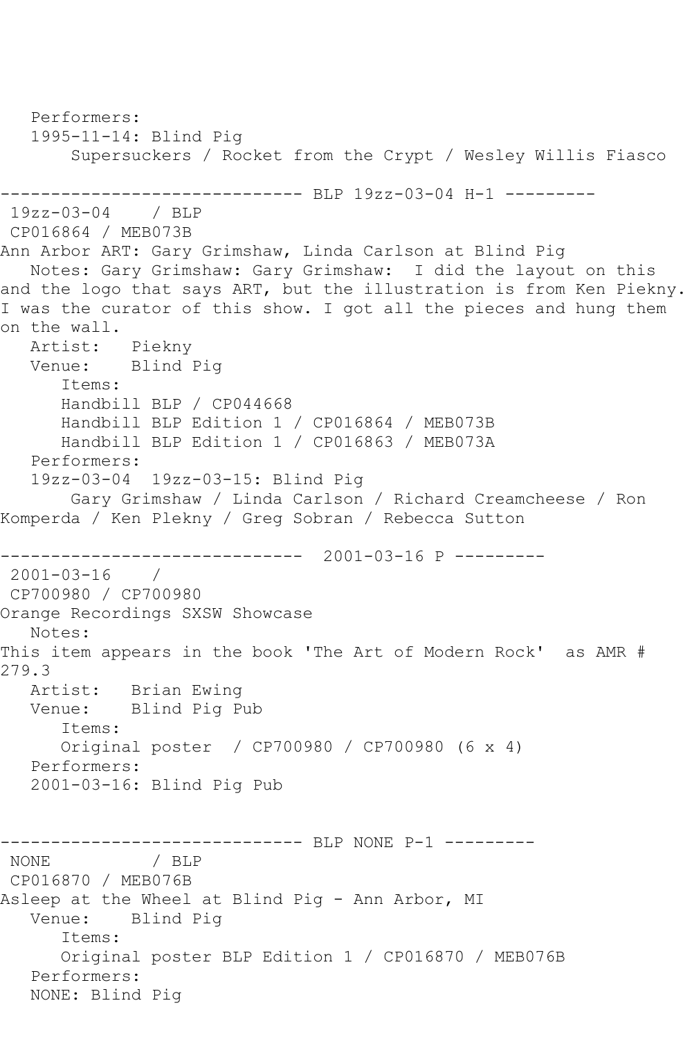Performers:
1995-11-14: Blind Pig
Supersuckers / Rocket from the Crypt / Wesley Willis Fiasco

------------------------------ BLP 19zz-03-04 H-1 ---------

19zz-03-04 / BLP
CP016864 / MEB073B
Ann Arbor ART: Gary Grimshaw, Linda Carlson at Blind Pig
Notes: Gary Grimshaw: Gary Grimshaw: I did the layout on this and the logo that says ART, but the illustration is from Ken Piekny. I was the curator of this show. I got all the pieces and hung them on the wall.
Artist: Piekny
Venue: Blind Pig
Items:
Handbill BLP / CP044668
Handbill BLP Edition 1 / CP016864 / MEB073B
Handbill BLP Edition 1 / CP016863 / MEB073A
Performers:
19zz-03-04 19zz-03-15: Blind Pig
Gary Grimshaw / Linda Carlson / Richard Creamcheese / Ron Komperda / Ken Plekny / Greg Sobran / Rebecca Sutton

------------------------------ 2001-03-16 P ---------

2001-03-16 /
CP700980 / CP700980
Orange Recordings SXSW Showcase
Notes:
This item appears in the book 'The Art of Modern Rock' as AMR # 279.3
Artist: Brian Ewing
Venue: Blind Pig Pub
Items:
Original poster / CP700980 / CP700980 (6 x 4)
Performers:
2001-03-16: Blind Pig Pub

------------------------------ BLP NONE P-1 ---------

NONE / BLP
CP016870 / MEB076B
Asleep at the Wheel at Blind Pig - Ann Arbor, MI
Venue: Blind Pig
Items:
Original poster BLP Edition 1 / CP016870 / MEB076B
Performers:
NONE: Blind Pig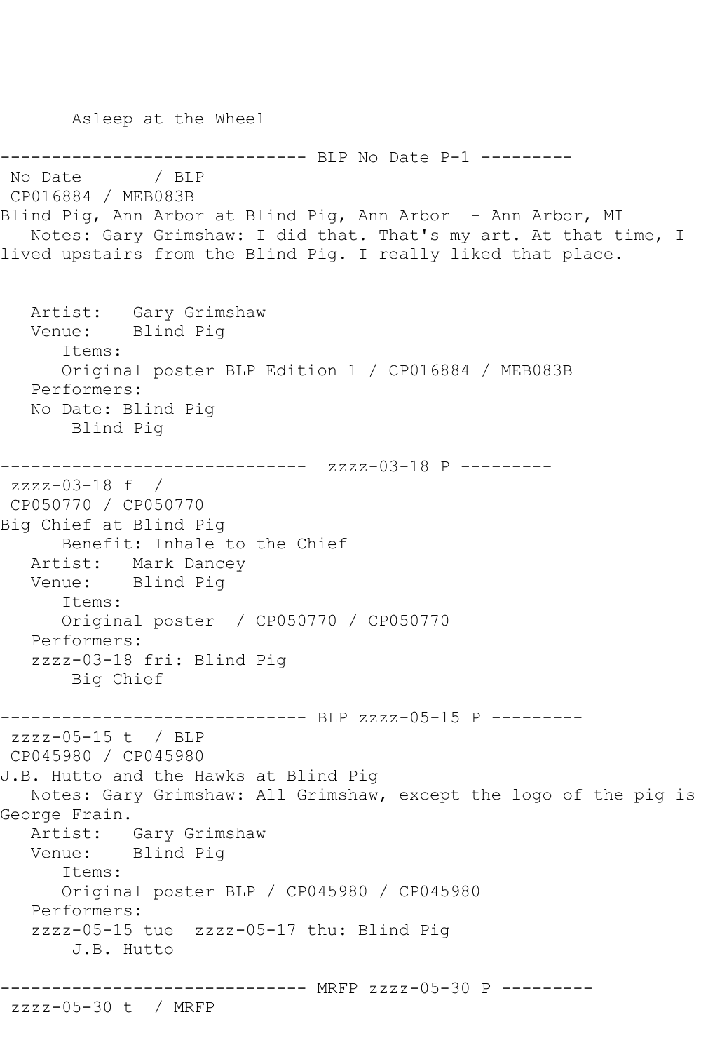Asleep at the Wheel

------------------------------ BLP No Date P-1 ---------

No Date / BLP

CP016884 / MEB083B

Blind Pig, Ann Arbor at Blind Pig, Ann Arbor - Ann Arbor, MI

Notes: Gary Grimshaw: I did that. That's my art. At that time, I lived upstairs from the Blind Pig. I really liked that place.

Artist: Gary Grimshaw

Venue: Blind Pig

Items:

Original poster BLP Edition 1 / CP016884 / MEB083B

Performers:

No Date: Blind Pig

Blind Pig

------------------------------ zzzz-03-18 P ---------

zzzz-03-18 f /

CP050770 / CP050770

Big Chief at Blind Pig

Benefit: Inhale to the Chief

Artist: Mark Dancey

Venue: Blind Pig

Items:

Original poster / CP050770 / CP050770

Performers:

zzzz-03-18 fri: Blind Pig

Big Chief

------------------------------ BLP zzzz-05-15 P ---------

zzzz-05-15 t / BLP

CP045980 / CP045980

J.B. Hutto and the Hawks at Blind Pig

Notes: Gary Grimshaw: All Grimshaw, except the logo of the pig is George Frain.

Artist: Gary Grimshaw

Venue: Blind Pig

Items:

Original poster BLP / CP045980 / CP045980

Performers:

zzzz-05-15 tue zzzz-05-17 thu: Blind Pig

J.B. Hutto

------------------------------ MRFP zzzz-05-30 P ---------

zzzz-05-30 t / MRFP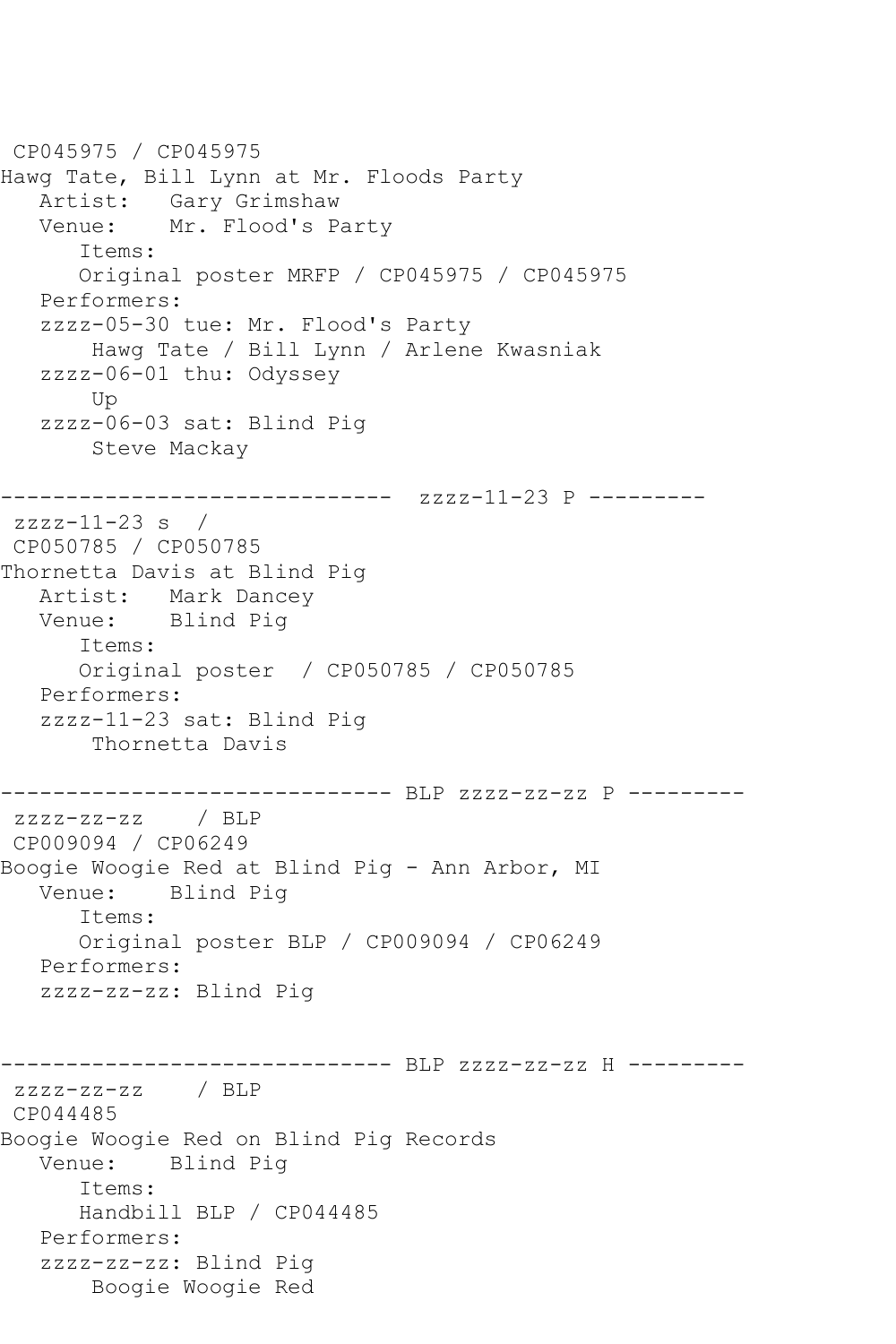CP045975 / CP045975
Hawg Tate, Bill Lynn at Mr. Floods Party
   Artist:   Gary Grimshaw
   Venue:    Mr. Flood's Party
      Items:
      Original poster MRFP / CP045975 / CP045975
   Performers:
   zzzz-05-30 tue: Mr. Flood's Party
       Hawg Tate / Bill Lynn / Arlene Kwasniak
   zzzz-06-01 thu: Odyssey
       Up
   zzzz-06-03 sat: Blind Pig
       Steve Mackay

------------------------------ zzzz-11-23 P ---------
zzzz-11-23 s  /
CP050785 / CP050785
Thornetta Davis at Blind Pig
   Artist:   Mark Dancey
   Venue:    Blind Pig
      Items:
      Original poster  / CP050785 / CP050785
   Performers:
   zzzz-11-23 sat: Blind Pig
       Thornetta Davis

------------------------------ BLP zzzz-zz-zz P ---------
zzzz-zz-zz    / BLP
CP009094 / CP06249
Boogie Woogie Red at Blind Pig - Ann Arbor, MI
   Venue:    Blind Pig
      Items:
      Original poster BLP / CP009094 / CP06249
   Performers:
   zzzz-zz-zz: Blind Pig

------------------------------ BLP zzzz-zz-zz H ---------
zzzz-zz-zz    / BLP
CP044485
Boogie Woogie Red on Blind Pig Records
   Venue:    Blind Pig
      Items:
      Handbill BLP / CP044485
   Performers:
   zzzz-zz-zz: Blind Pig
       Boogie Woogie Red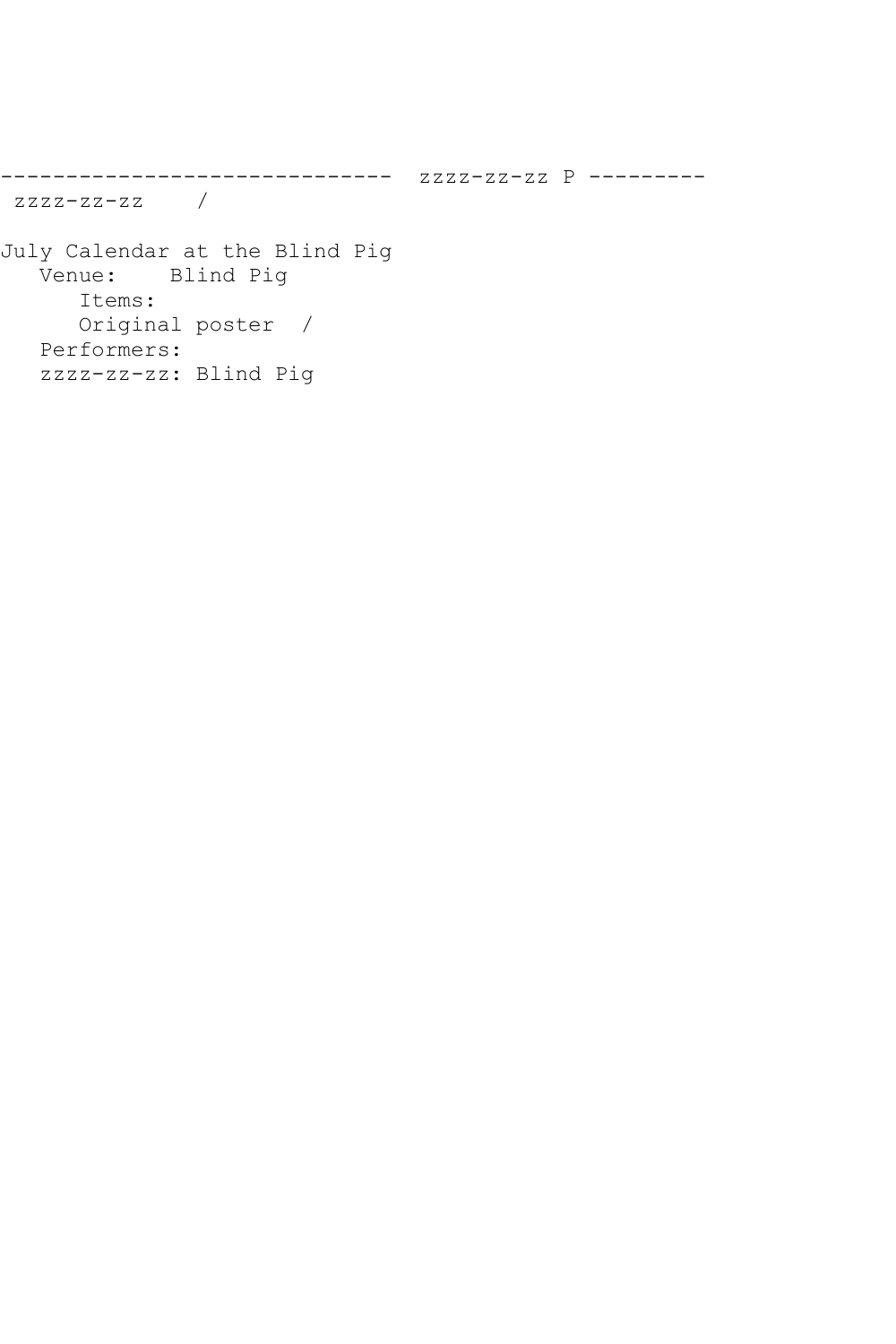------------------------------ zzzz-zz-zz P ---------
zzzz-zz-zz /

July Calendar at the Blind Pig
   Venue: Blind Pig
      Items:
      Original poster /
   Performers:
   zzzz-zz-zz: Blind Pig